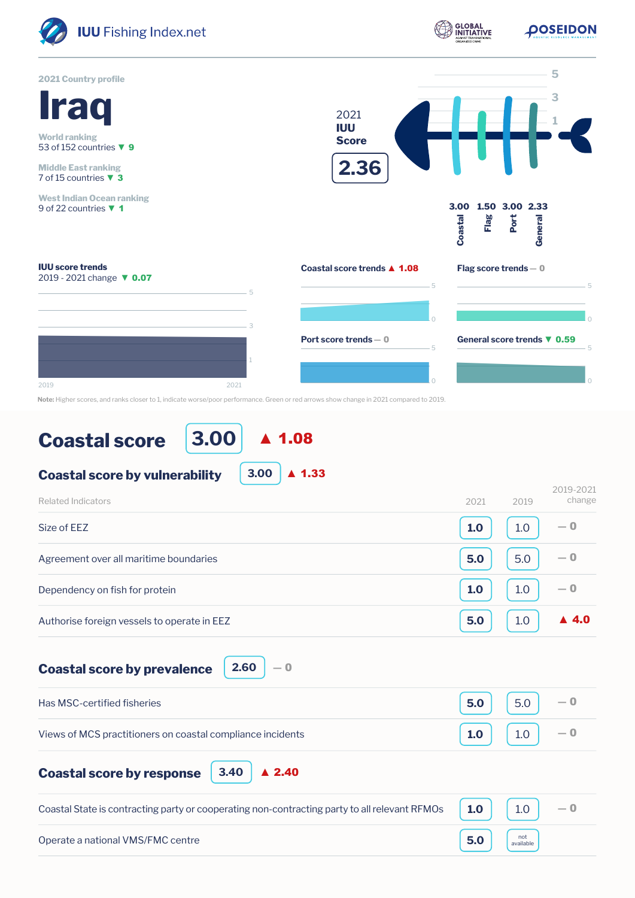IUU Fishing Index.net

2021 Country profile

# Iraq

World ranking
53 of 152 countries ▼ 9

Middle East ranking
7 of 15 countries ▼ 3

West Indian Ocean ranking
9 of 22 countries ▼ 1

2021 **IUU Score**

**2.36**

| Coastal | Flag | Port | General |
|---|---|---|---|
| 3.00 | 1.50 | 3.00 | 2.33 |

**IUU score trends**
2019 - 2021 change ▼ 0.07

**Coastal score trends** ▲ 1.08

**Flag score trends** — 0

**Port score trends** — 0

**General score trends** ▼ 0.59

**Note:** Higher scores, and ranks closer to 1, indicate worse/poor performance. Green or red arrows show change in 2021 compared to 2019.

# Coastal score 3.00 ▲ 1.08

## Coastal score by vulnerability 3.00 ▲ 1.33

| Related Indicators | 2021 | 2019 | 2019-2021 change |
|---|---|---|---|
| Size of EEZ | 1.0 | 1.0 | — 0 |
| Agreement over all maritime boundaries | 5.0 | 5.0 | — 0 |
| Dependency on fish for protein | 1.0 | 1.0 | — 0 |
| Authorise foreign vessels to operate in EEZ | 5.0 | 1.0 | ▲ 4.0 |

## Coastal score by prevalence 2.60 — 0

| Related Indicators | 2021 | 2019 | 2019-2021 change |
|---|---|---|---|
| Has MSC-certified fisheries | 5.0 | 5.0 | — 0 |
| Views of MCS practitioners on coastal compliance incidents | 1.0 | 1.0 | — 0 |

## Coastal score by response 3.40 ▲ 2.40

| Related Indicators | 2021 | 2019 | 2019-2021 change |
|---|---|---|---|
| Coastal State is contracting party or cooperating non-contracting party to all relevant RFMOs | 1.0 | 1.0 | — 0 |
| Operate a national VMS/FMC centre | 5.0 | not available | |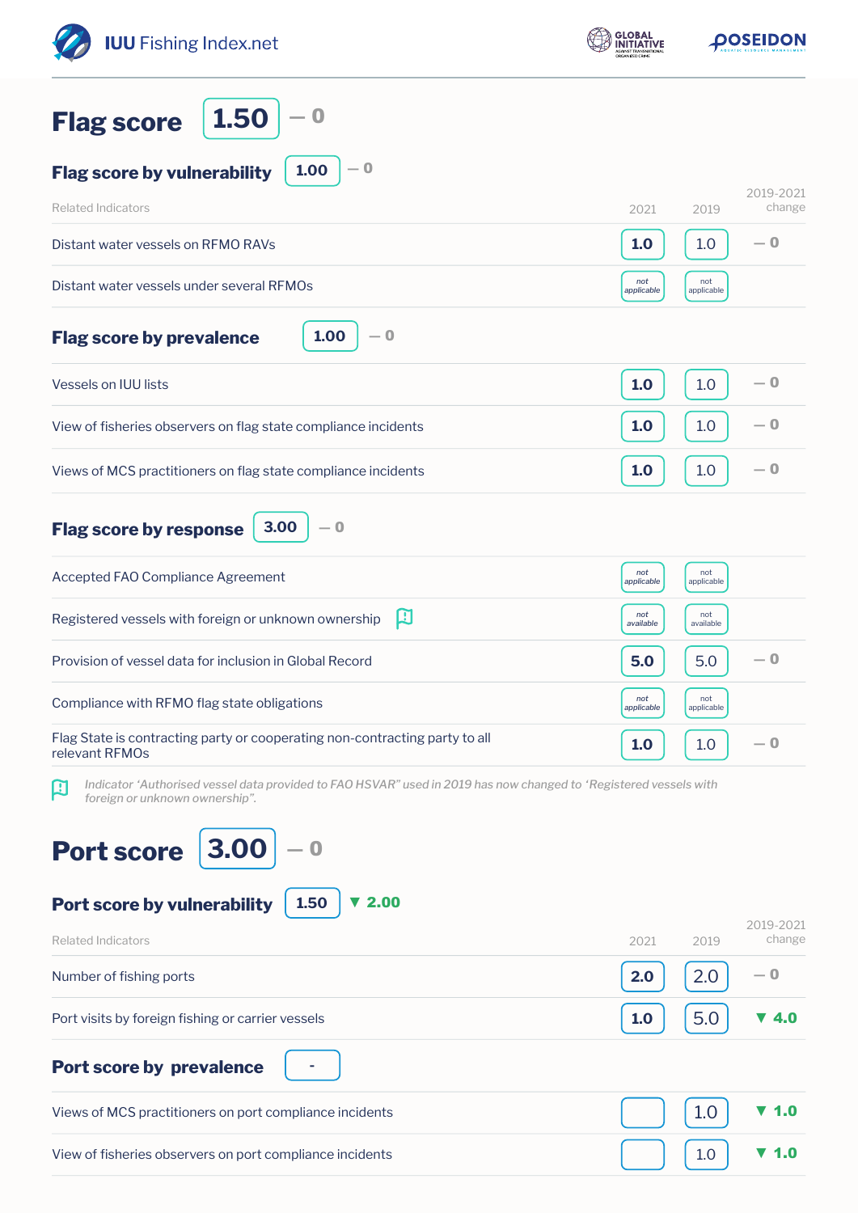# Flag score 1.50 — 0

## Flag score by vulnerability 1.00 — 0

| Related Indicators | 2021 | 2019 | 2019-2021 change |
|---|---|---|---|
| Distant water vessels on RFMO RAVs | 1.0 | 1.0 | — 0 |
| Distant water vessels under several RFMOs | not applicable | not applicable | |

## Flag score by prevalence 1.00 — 0

| Related Indicators | 2021 | 2019 | 2019-2021 change |
|---|---|---|---|
| Vessels on IUU lists | 1.0 | 1.0 | — 0 |
| View of fisheries observers on flag state compliance incidents | 1.0 | 1.0 | — 0 |
| Views of MCS practitioners on flag state compliance incidents | 1.0 | 1.0 | — 0 |

## Flag score by response 3.00 — 0

| Related Indicators | 2021 | 2019 | 2019-2021 change |
|---|---|---|---|
| Accepted FAO Compliance Agreement | not applicable | not applicable | |
| Registered vessels with foreign or unknown ownership | not available | not available | |
| Provision of vessel data for inclusion in Global Record | 5.0 | 5.0 | — 0 |
| Compliance with RFMO flag state obligations | not applicable | not applicable | |
| Flag State is contracting party or cooperating non-contracting party to all relevant RFMOs | 1.0 | 1.0 | — 0 |

*Indicator 'Authorised vessel data provided to FAO HSVAR" used in 2019 has now changed to 'Registered vessels with foreign or unknown ownership".*

# Port score 3.00 — 0

## Port score by vulnerability 1.50 ▼ 2.00

| Related Indicators | 2021 | 2019 | 2019-2021 change |
|---|---|---|---|
| Number of fishing ports | 2.0 | 2.0 | — 0 |
| Port visits by foreign fishing or carrier vessels | 1.0 | 5.0 | ▼ 4.0 |

## Port score by prevalence -

| Related Indicators | 2021 | 2019 | 2019-2021 change |
|---|---|---|---|
| Views of MCS practitioners on port compliance incidents | | 1.0 | ▼ 1.0 |
| View of fisheries observers on port compliance incidents | | 1.0 | ▼ 1.0 |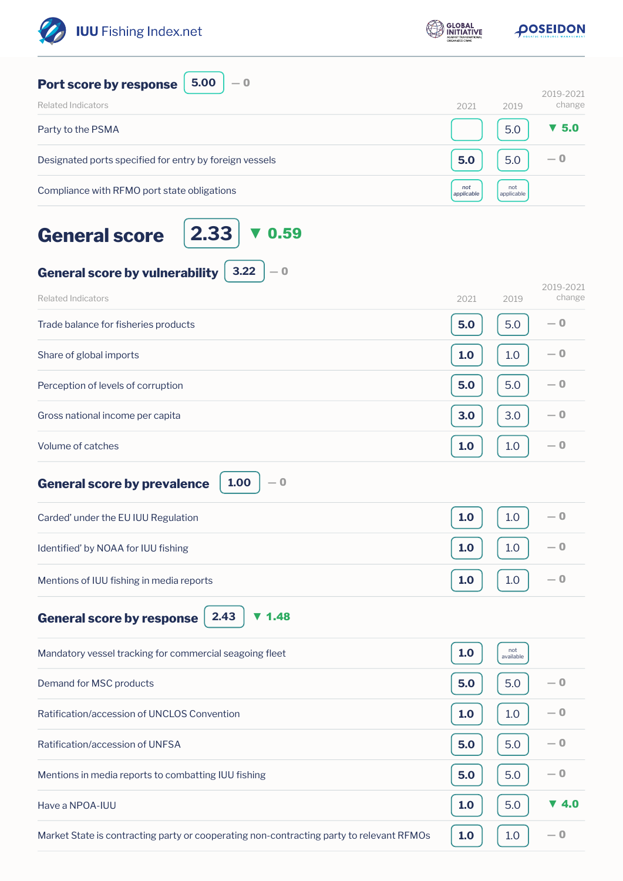## Port score by response 5.00 — 0

| Related Indicators | 2021 | 2019 | 2019-2021 change |
|---|---|---|---|
| Party to the PSMA | | 5.0 | ▼ 5.0 |
| Designated ports specified for entry by foreign vessels | 5.0 | 5.0 | — 0 |
| Compliance with RFMO port state obligations | not applicable | not applicable | |

# General score 2.33 ▼ 0.59

## General score by vulnerability 3.22 — 0

| Related Indicators | 2021 | 2019 | 2019-2021 change |
|---|---|---|---|
| Trade balance for fisheries products | 5.0 | 5.0 | — 0 |
| Share of global imports | 1.0 | 1.0 | — 0 |
| Perception of levels of corruption | 5.0 | 5.0 | — 0 |
| Gross national income per capita | 3.0 | 3.0 | — 0 |
| Volume of catches | 1.0 | 1.0 | — 0 |

## General score by prevalence 1.00 — 0

| | | | |
|---|---|---|---|
| Carded' under the EU IUU Regulation | 1.0 | 1.0 | — 0 |
| Identified' by NOAA for IUU fishing | 1.0 | 1.0 | — 0 |
| Mentions of IUU fishing in media reports | 1.0 | 1.0 | — 0 |

## General score by response 2.43 ▼ 1.48

| | | | |
|---|---|---|---|
| Mandatory vessel tracking for commercial seagoing fleet | 1.0 | not available | |
| Demand for MSC products | 5.0 | 5.0 | — 0 |
| Ratification/accession of UNCLOS Convention | 1.0 | 1.0 | — 0 |
| Ratification/accession of UNFSA | 5.0 | 5.0 | — 0 |
| Mentions in media reports to combatting IUU fishing | 5.0 | 5.0 | — 0 |
| Have a NPOA-IUU | 1.0 | 5.0 | ▼ 4.0 |
| Market State is contracting party or cooperating non-contracting party to relevant RFMOs | 1.0 | 1.0 | — 0 |